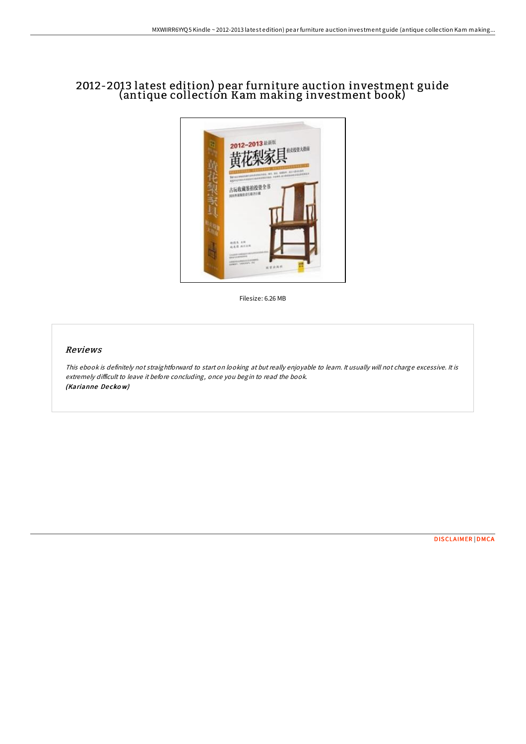# 2012-2013 latest edition) pear furniture auction investment guide (antique collection Kam making investment book)

Filesize: 6.26 MB

## Reviews

*This ebook is definitely not straightforward to start on looking at but really enjoyable to learn. It usually will not charge excessive. It is extremely difficult to leave it before concluding, once you begin to read the book.*
*(Karianne Deckow)*

DISCLAIMER | DMCA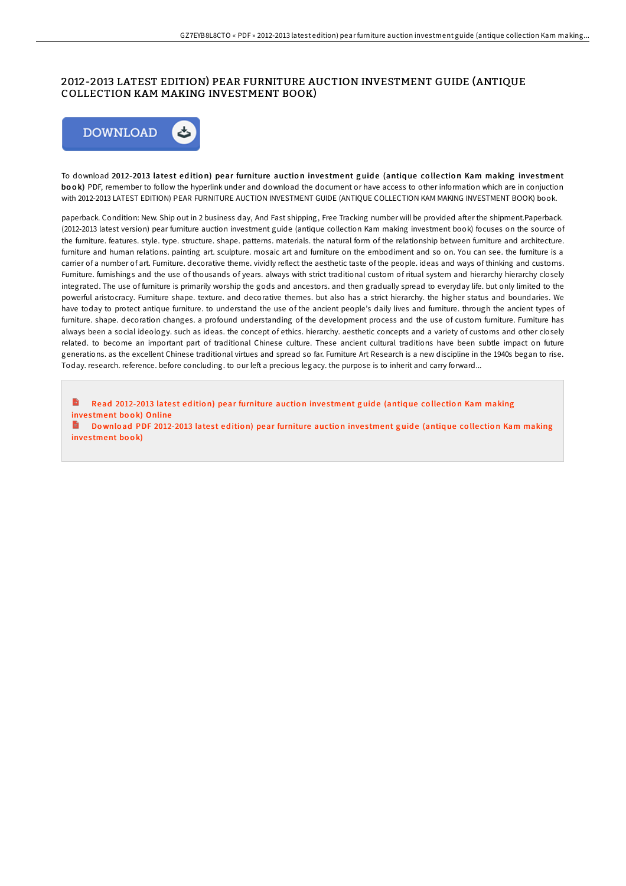# 2012-2013 LATEST EDITION) PEAR FURNITURE AUCTION INVESTMENT GUIDE (ANTIQUE COLLECTION KAM MAKING INVESTMENT BOOK)

DOWNLOAD

To download **2012-2013 latest edition) pear furniture auction investment guide (antique collection Kam making investment book)** PDF, remember to follow the hyperlink under and download the document or have access to other information which are in conjuction with 2012-2013 LATEST EDITION) PEAR FURNITURE AUCTION INVESTMENT GUIDE (ANTIQUE COLLECTION KAM MAKING INVESTMENT BOOK) book.

paperback. Condition: New. Ship out in 2 business day, And Fast shipping, Free Tracking number will be provided after the shipment.Paperback. (2012-2013 latest version) pear furniture auction investment guide (antique collection Kam making investment book) focuses on the source of the furniture. features. style. type. structure. shape. patterns. materials. the natural form of the relationship between furniture and architecture. furniture and human relations. painting art. sculpture. mosaic art and furniture on the embodiment and so on. You can see. the furniture is a carrier of a number of art. Furniture. decorative theme. vividly reflect the aesthetic taste of the people. ideas and ways of thinking and customs. Furniture. furnishings and the use of thousands of years. always with strict traditional custom of ritual system and hierarchy hierarchy closely integrated. The use of furniture is primarily worship the gods and ancestors. and then gradually spread to everyday life. but only limited to the powerful aristocracy. Furniture shape. texture. and decorative themes. but also has a strict hierarchy. the higher status and boundaries. We have today to protect antique furniture. to understand the use of the ancient people's daily lives and furniture. through the ancient types of furniture. shape. decoration changes. a profound understanding of the development process and the use of custom furniture. Furniture has always been a social ideology. such as ideas. the concept of ethics. hierarchy. aesthetic concepts and a variety of customs and other closely related. to become an important part of traditional Chinese culture. These ancient cultural traditions have been subtle impact on future generations. as the excellent Chinese traditional virtues and spread so far. Furniture Art Research is a new discipline in the 1940s began to rise. Today. research. reference. before concluding. to our left a precious legacy. the purpose is to inherit and carry forward...

Read 2012-2013 latest edition) pear furniture auction investment guide (antique collection Kam making investment book) Online

Download PDF 2012-2013 latest edition) pear furniture auction investment guide (antique collection Kam making investment book)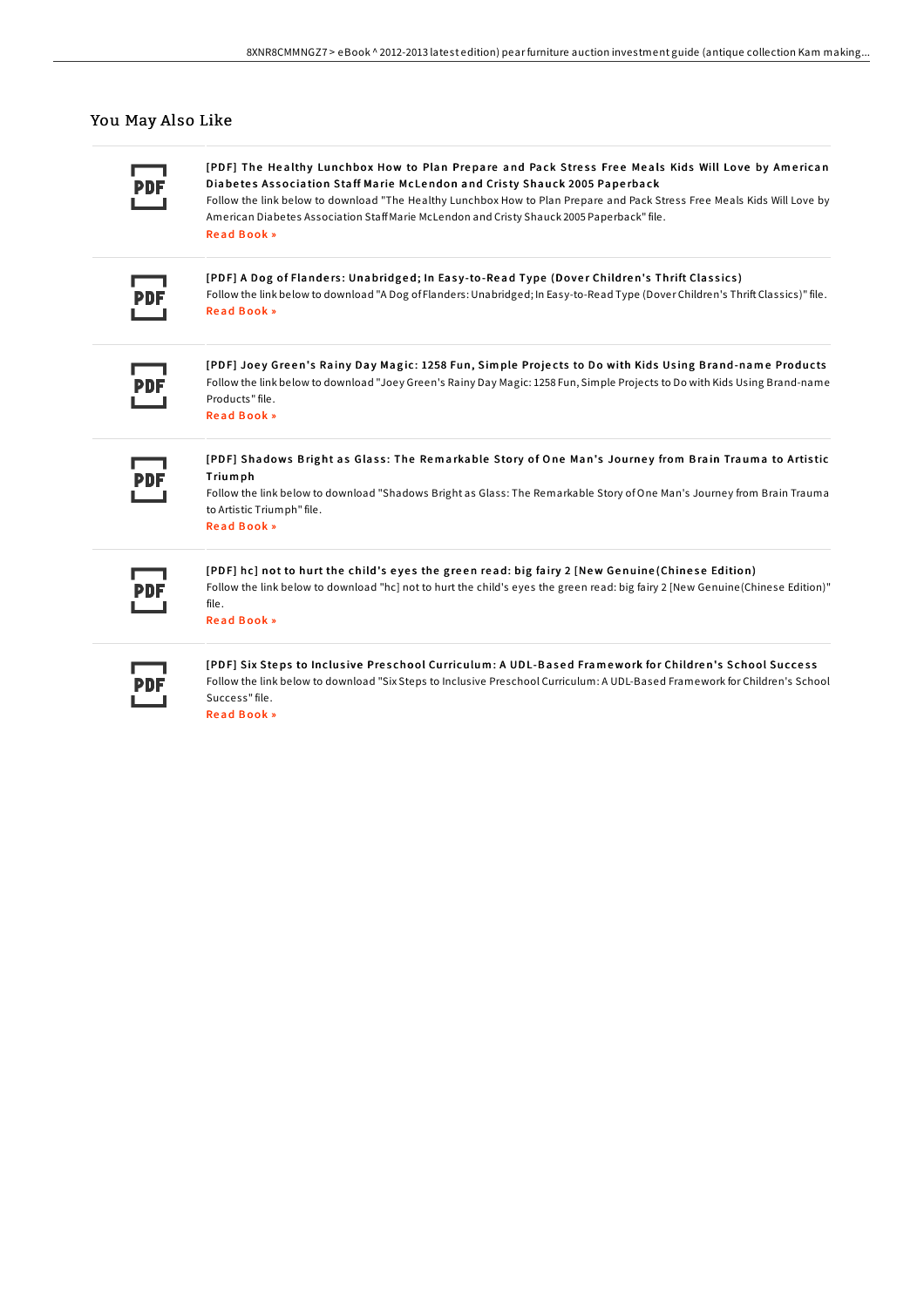## You May Also Like

**[PDF] The Healthy Lunchbox How to Plan Prepare and Pack Stress Free Meals Kids Will Love by American Diabetes Association Staff Marie McLendon and Cristy Shauck 2005 Paperback**

Follow the link below to download "The Healthy Lunchbox How to Plan Prepare and Pack Stress Free Meals Kids Will Love by American Diabetes Association Staff Marie McLendon and Cristy Shauck 2005 Paperback" file.

Read Book »

**[PDF] A Dog of Flanders: Unabridged; In Easy-to-Read Type (Dover Children's Thrift Classics)**

Follow the link below to download "A Dog of Flanders: Unabridged; In Easy-to-Read Type (Dover Children's Thrift Classics)" file.

Read Book »

**[PDF] Joey Green's Rainy Day Magic: 1258 Fun, Simple Projects to Do with Kids Using Brand-name Products**

Follow the link below to download "Joey Green's Rainy Day Magic: 1258 Fun, Simple Projects to Do with Kids Using Brand-name Products" file.

Read Book »

**[PDF] Shadows Bright as Glass: The Remarkable Story of One Man's Journey from Brain Trauma to Artistic Triumph**

Follow the link below to download "Shadows Bright as Glass: The Remarkable Story of One Man's Journey from Brain Trauma to Artistic Triumph" file.

Read Book »

**[PDF] hc] not to hurt the child's eyes the green read: big fairy 2 [New Genuine(Chinese Edition)**

Follow the link below to download "hc] not to hurt the child's eyes the green read: big fairy 2 [New Genuine(Chinese Edition)" file.

Read Book »

**[PDF] Six Steps to Inclusive Preschool Curriculum: A UDL-Based Framework for Children's School Success**

Follow the link below to download "Six Steps to Inclusive Preschool Curriculum: A UDL-Based Framework for Children's School Success" file.

Read Book »